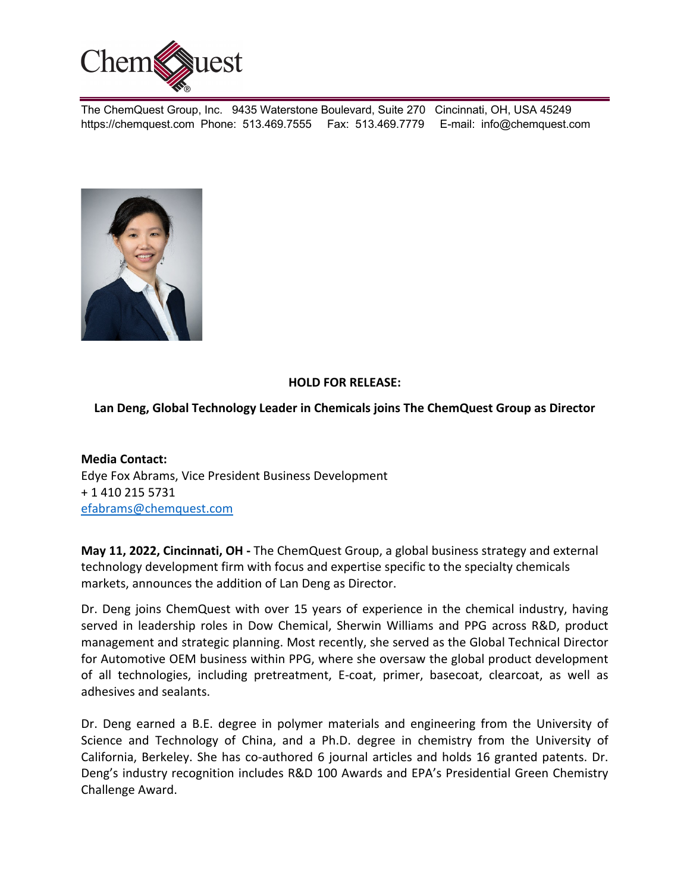The ChemQuest Group, Inc. 9435 Waterstone Boulevard, Suite 270 Cincinnati, OH, USA 45249
https://chemquest.com Phone: 513.469.7555 Fax: 513.469.7779 E-mail: info@chemquest.com

**HOLD FOR RELEASE:**

**Lan Deng, Global Technology Leader in Chemicals joins The ChemQuest Group as Director**

**Media Contact:**
Edye Fox Abrams, Vice President Business Development
+ 1 410 215 5731
efabrams@chemquest.com

**May 11, 2022, Cincinnati, OH -** The ChemQuest Group, a global business strategy and external technology development firm with focus and expertise specific to the specialty chemicals markets, announces the addition of Lan Deng as Director.

Dr. Deng joins ChemQuest with over 15 years of experience in the chemical industry, having served in leadership roles in Dow Chemical, Sherwin Williams and PPG across R&D, product management and strategic planning. Most recently, she served as the Global Technical Director for Automotive OEM business within PPG, where she oversaw the global product development of all technologies, including pretreatment, E-coat, primer, basecoat, clearcoat, as well as adhesives and sealants.

Dr. Deng earned a B.E. degree in polymer materials and engineering from the University of Science and Technology of China, and a Ph.D. degree in chemistry from the University of California, Berkeley. She has co-authored 6 journal articles and holds 16 granted patents. Dr. Deng's industry recognition includes R&D 100 Awards and EPA's Presidential Green Chemistry Challenge Award.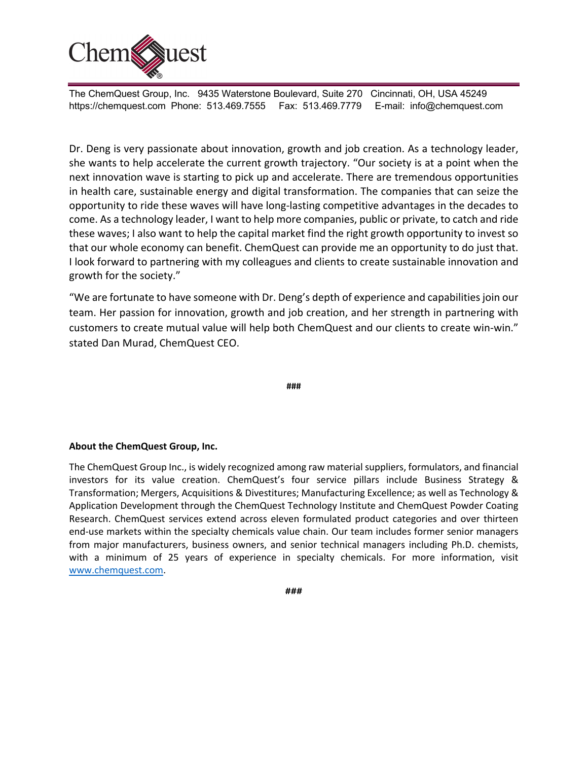Dr. Deng is very passionate about innovation, growth and job creation. As a technology leader, she wants to help accelerate the current growth trajectory. "Our society is at a point when the next innovation wave is starting to pick up and accelerate. There are tremendous opportunities in health care, sustainable energy and digital transformation. The companies that can seize the opportunity to ride these waves will have long-lasting competitive advantages in the decades to come. As a technology leader, I want to help more companies, public or private, to catch and ride these waves; I also want to help the capital market find the right growth opportunity to invest so that our whole economy can benefit. ChemQuest can provide me an opportunity to do just that. I look forward to partnering with my colleagues and clients to create sustainable innovation and growth for the society."

"We are fortunate to have someone with Dr. Deng's depth of experience and capabilities join our team. Her passion for innovation, growth and job creation, and her strength in partnering with customers to create mutual value will help both ChemQuest and our clients to create win-win." stated Dan Murad, ChemQuest CEO.

**###**

**About the ChemQuest Group, Inc.**

The ChemQuest Group Inc., is widely recognized among raw material suppliers, formulators, and financial investors for its value creation. ChemQuest's four service pillars include Business Strategy & Transformation; Mergers, Acquisitions & Divestitures; Manufacturing Excellence; as well as Technology & Application Development through the ChemQuest Technology Institute and ChemQuest Powder Coating Research. ChemQuest services extend across eleven formulated product categories and over thirteen end-use markets within the specialty chemicals value chain. Our team includes former senior managers from major manufacturers, business owners, and senior technical managers including Ph.D. chemists, with a minimum of 25 years of experience in specialty chemicals. For more information, visit www.chemquest.com.

**###**